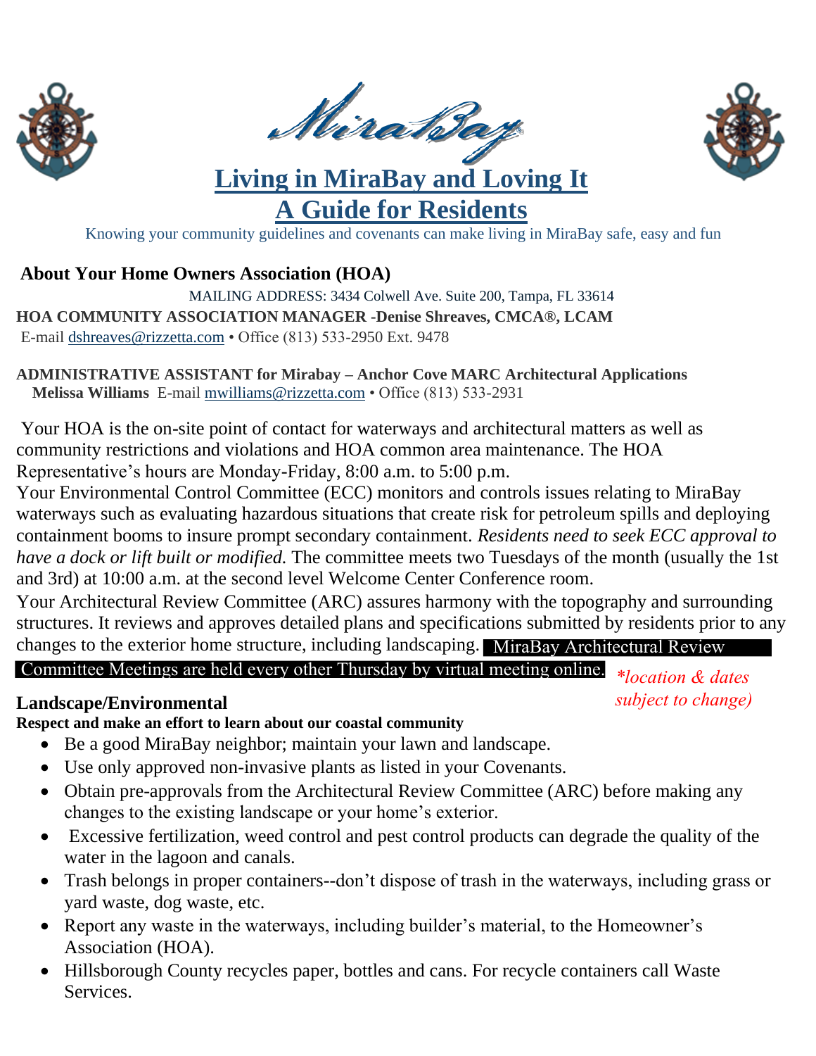# MiraBay

## Living in MiraBay and Loving It

## A Guide for Residents

Knowing your community guidelines and covenants can make living in MiraBay safe, easy and fun

### About Your Home Owners Association (HOA)

MAILING ADDRESS: 3434 Colwell Ave. Suite 200, Tampa, FL 33614

**HOA COMMUNITY ASSOCIATION MANAGER -Denise Shreaves, CMCA®, LCAM**

E-mail dshreaves@rizzetta.com • Office (813) 533-2950 Ext. 9478

**ADMINISTRATIVE ASSISTANT for Mirabay – Anchor Cove MARC Architectural Applications**

**Melissa Williams** E-mail mwilliams@rizzetta.com • Office (813) 533-2931

Your HOA is the on-site point of contact for waterways and architectural matters as well as community restrictions and violations and HOA common area maintenance. The HOA Representative's hours are Monday-Friday, 8:00 a.m. to 5:00 p.m.

Your Environmental Control Committee (ECC) monitors and controls issues relating to MiraBay waterways such as evaluating hazardous situations that create risk for petroleum spills and deploying containment booms to insure prompt secondary containment. *Residents need to seek ECC approval to have a dock or lift built or modified.* The committee meets two Tuesdays of the month (usually the 1st and 3rd) at 10:00 a.m. at the second level Welcome Center Conference room.

Your Architectural Review Committee (ARC) assures harmony with the topography and surrounding structures. It reviews and approves detailed plans and specifications submitted by residents prior to any changes to the exterior home structure, including landscaping. MiraBay Architectural Review Committee Meetings are held every other Thursday by virtual meeting online. *\*location & dates subject to change)*

### Landscape/Environmental

**Respect and make an effort to learn about our coastal community**

- Be a good MiraBay neighbor; maintain your lawn and landscape.
- Use only approved non-invasive plants as listed in your Covenants.
- Obtain pre-approvals from the Architectural Review Committee (ARC) before making any changes to the existing landscape or your home's exterior.
- Excessive fertilization, weed control and pest control products can degrade the quality of the water in the lagoon and canals.
- Trash belongs in proper containers--don't dispose of trash in the waterways, including grass or yard waste, dog waste, etc.
- Report any waste in the waterways, including builder's material, to the Homeowner's Association (HOA).
- Hillsborough County recycles paper, bottles and cans. For recycle containers call Waste Services.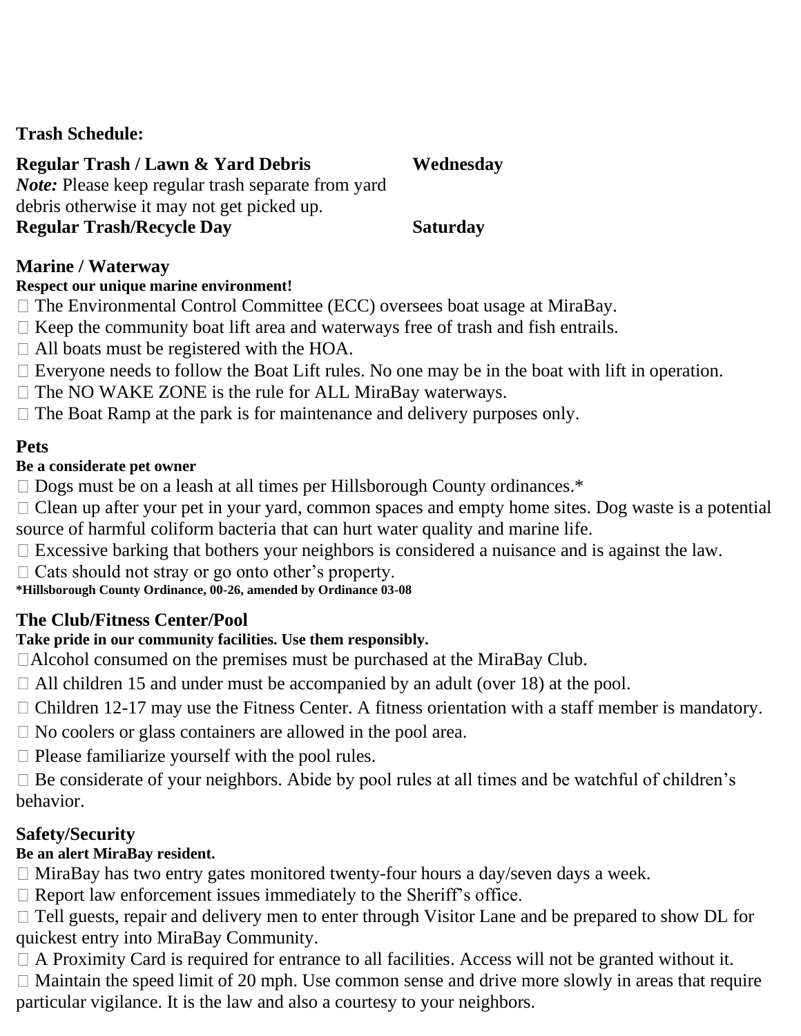**Trash Schedule:**

| | |
|---|---|
| **Regular Trash / Lawn & Yard Debris** | **Wednesday** |
| ***Note:*** Please keep regular trash separate from yard debris otherwise it may not get picked up. | |
| **Regular Trash/Recycle Day** | **Saturday** |

## Marine / Waterway

**Respect our unique marine environment!**

- The Environmental Control Committee (ECC) oversees boat usage at MiraBay.
- Keep the community boat lift area and waterways free of trash and fish entrails.
- All boats must be registered with the HOA.
- Everyone needs to follow the Boat Lift rules. No one may be in the boat with lift in operation.
- The NO WAKE ZONE is the rule for ALL MiraBay waterways.
- The Boat Ramp at the park is for maintenance and delivery purposes only.

## Pets

**Be a considerate pet owner**

- Dogs must be on a leash at all times per Hillsborough County ordinances.*
- Clean up after your pet in your yard, common spaces and empty home sites. Dog waste is a potential source of harmful coliform bacteria that can hurt water quality and marine life.
- Excessive barking that bothers your neighbors is considered a nuisance and is against the law.
- Cats should not stray or go onto other's property.

***Hillsborough County Ordinance, 00-26, amended by Ordinance 03-08**

## The Club/Fitness Center/Pool

**Take pride in our community facilities. Use them responsibly.**

- Alcohol consumed on the premises must be purchased at the MiraBay Club.
- All children 15 and under must be accompanied by an adult (over 18) at the pool.
- Children 12-17 may use the Fitness Center. A fitness orientation with a staff member is mandatory.
- No coolers or glass containers are allowed in the pool area.
- Please familiarize yourself with the pool rules.
- Be considerate of your neighbors. Abide by pool rules at all times and be watchful of children's behavior.

## Safety/Security

**Be an alert MiraBay resident.**

- MiraBay has two entry gates monitored twenty-four hours a day/seven days a week.
- Report law enforcement issues immediately to the Sheriff's office.
- Tell guests, repair and delivery men to enter through Visitor Lane and be prepared to show DL for quickest entry into MiraBay Community.
- A Proximity Card is required for entrance to all facilities. Access will not be granted without it.
- Maintain the speed limit of 20 mph. Use common sense and drive more slowly in areas that require particular vigilance. It is the law and also a courtesy to your neighbors.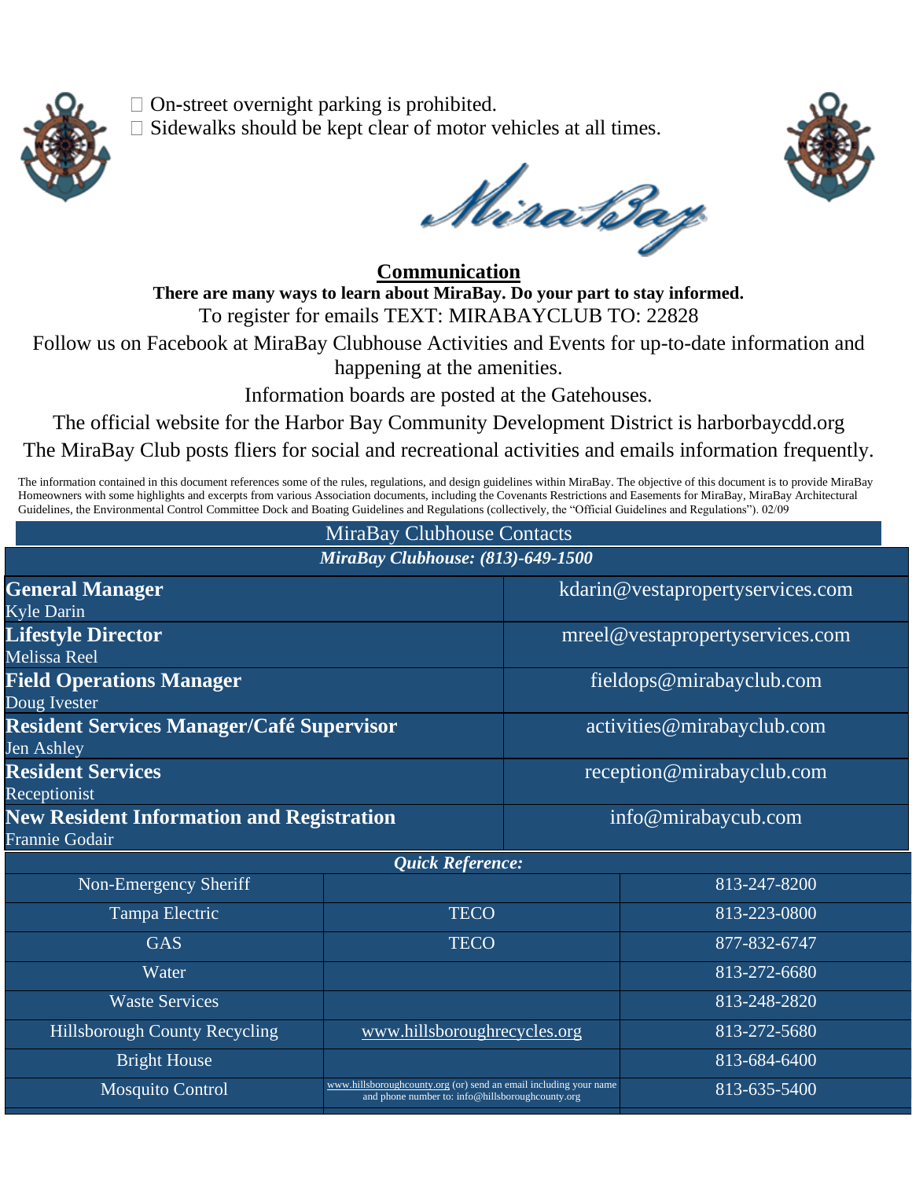- On-street overnight parking is prohibited.
- Sidewalks should be kept clear of motor vehicles at all times.

MiraBay

## Communication

**There are many ways to learn about MiraBay. Do your part to stay informed.**

To register for emails TEXT: MIRABAYCLUB TO: 22828

Follow us on Facebook at MiraBay Clubhouse Activities and Events for up-to-date information and happening at the amenities.

Information boards are posted at the Gatehouses.

The official website for the Harbor Bay Community Development District is harborbaycdd.org

The MiraBay Club posts fliers for social and recreational activities and emails information frequently.

The information contained in this document references some of the rules, regulations, and design guidelines within MiraBay. The objective of this document is to provide MiraBay Homeowners with some highlights and excerpts from various Association documents, including the Covenants Restrictions and Easements for MiraBay, MiraBay Architectural Guidelines, the Environmental Control Committee Dock and Boating Guidelines and Regulations (collectively, the "Official Guidelines and Regulations"). 02/09

### MiraBay Clubhouse Contacts

***MiraBay Clubhouse: (813)-649-1500***

| | |
|---|---|
| **General Manager**<br>Kyle Darin | kdarin@vestapropertyservices.com |
| **Lifestyle Director**<br>Melissa Reel | mreel@vestapropertyservices.com |
| **Field Operations Manager**<br>Doug Ivester | fieldops@mirabayclub.com |
| **Resident Services Manager/Café Supervisor**<br>Jen Ashley | activities@mirabayclub.com |
| **Resident Services**<br>Receptionist | reception@mirabayclub.com |
| **New Resident Information and Registration**<br>Frannie Godair | info@mirabaycub.com |

***Quick Reference:***

| | | |
|---|---|---|
| Non-Emergency Sheriff | | 813-247-8200 |
| Tampa Electric | TECO | 813-223-0800 |
| GAS | TECO | 877-832-6747 |
| Water | | 813-272-6680 |
| Waste Services | | 813-248-2820 |
| Hillsborough County Recycling | www.hillsboroughrecycles.org | 813-272-5680 |
| Bright House | | 813-684-6400 |
| Mosquito Control | www.hillsboroughcounty.org (or) send an email including your name and phone number to: info@hillsboroughcounty.org | 813-635-5400 |